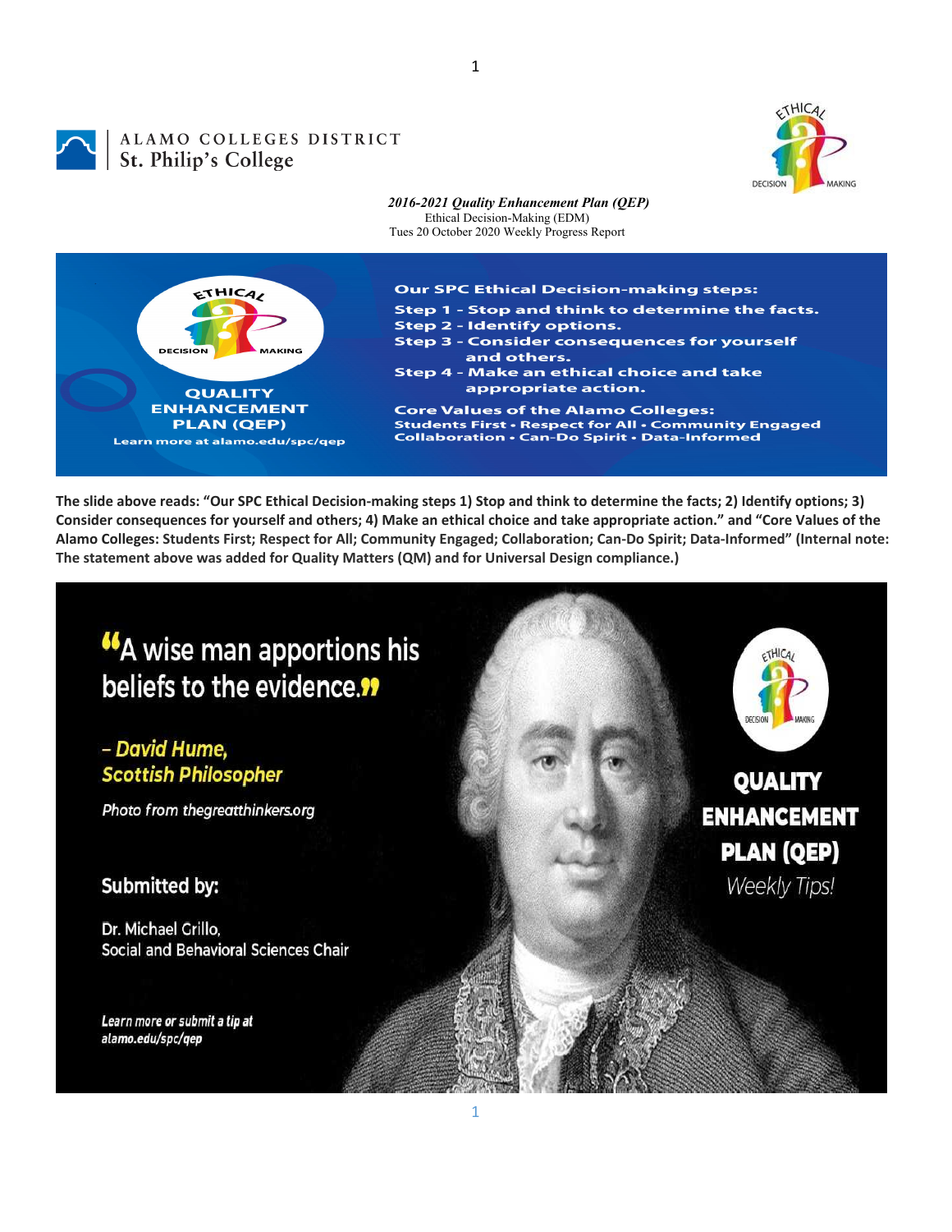ALAMO COLLEGES DISTRICT
St. Philip's College

*2016-2021 Quality Enhancement Plan (QEP)*
Ethical Decision-Making (EDM)
Tues 20 October 2020 Weekly Progress Report

ETHICAL DECISION MAKING

QUALITY ENHANCEMENT PLAN (QEP)
Learn more at alamo.edu/spc/qep

**Our SPC Ethical Decision-making steps:**
**Step 1 - Stop and think to determine the facts.**
**Step 2 - Identify options.**
**Step 3 - Consider consequences for yourself and others.**
**Step 4 - Make an ethical choice and take appropriate action.**

**Core Values of the Alamo Colleges:**
**Students First • Respect for All • Community Engaged Collaboration • Can-Do Spirit • Data-Informed**

**The slide above reads: "Our SPC Ethical Decision-making steps 1) Stop and think to determine the facts; 2) Identify options; 3) Consider consequences for yourself and others; 4) Make an ethical choice and take appropriate action." and "Core Values of the Alamo Colleges: Students First; Respect for All; Community Engaged; Collaboration; Can-Do Spirit; Data-Informed" (Internal note: The statement above was added for Quality Matters (QM) and for Universal Design compliance.)**

"A wise man apportions his beliefs to the evidence."

*– David Hume, Scottish Philosopher*

*Photo from thegreatthinkers.org*

Submitted by:

Dr. Michael Grillo,
Social and Behavioral Sciences Chair

*Learn more or submit a tip at alamo.edu/spc/qep*

ETHICAL DECISION MAKING

QUALITY ENHANCEMENT PLAN (QEP)
*Weekly Tips!*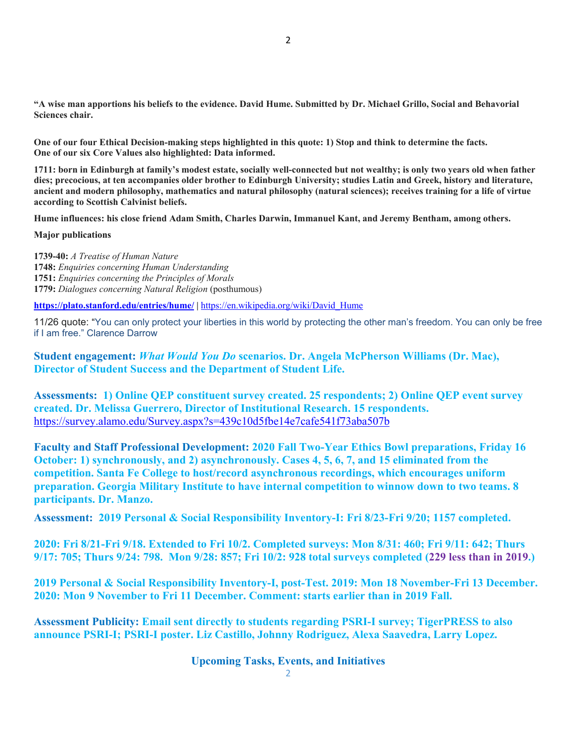**“A wise man apportions his beliefs to the evidence. David Hume. Submitted by Dr. Michael Grillo, Social and Behavorial Sciences chair.**

**One of our four Ethical Decision-making steps highlighted in this quote: 1) Stop and think to determine the facts.**
**One of our six Core Values also highlighted: Data informed.**

**1711: born in Edinburgh at family’s modest estate, socially well-connected but not wealthy; is only two years old when father dies; precocious, at ten accompanies older brother to Edinburgh University; studies Latin and Greek, history and literature, ancient and modern philosophy, mathematics and natural philosophy (natural sciences); receives training for a life of virtue according to Scottish Calvinist beliefs.**

**Hume influences: his close friend Adam Smith, Charles Darwin, Immanuel Kant, and Jeremy Bentham, among others.**

**Major publications**

**1739-40:** *A Treatise of Human Nature*
**1748:** *Enquiries concerning Human Understanding*
**1751:** *Enquiries concerning the Principles of Morals*
**1779:** *Dialogues concerning Natural Religion* (posthumous)

**https://plato.stanford.edu/entries/hume/** | https://en.wikipedia.org/wiki/David_Hume

11/26 quote: “You can only protect your liberties in this world by protecting the other man’s freedom. You can only be free if I am free.” Clarence Darrow

**Student engagement: *What Would You Do* scenarios. Dr. Angela McPherson Williams (Dr. Mac), Director of Student Success and the Department of Student Life.**

**Assessments: 1) Online QEP constituent survey created. 25 respondents; 2) Online QEP event survey created. Dr. Melissa Guerrero, Director of Institutional Research. 15 respondents.**
https://survey.alamo.edu/Survey.aspx?s=439c10d5fbe14e7cafe541f73aba507b

**Faculty and Staff Professional Development: 2020 Fall Two-Year Ethics Bowl preparations, Friday 16 October: 1) synchronously, and 2) asynchronously. Cases 4, 5, 6, 7, and 15 eliminated from the competition. Santa Fe College to host/record asynchronous recordings, which encourages uniform preparation. Georgia Military Institute to have internal competition to winnow down to two teams. 8 participants. Dr. Manzo.**

**Assessment: 2019 Personal & Social Responsibility Inventory-I: Fri 8/23-Fri 9/20; 1157 completed.**

**2020: Fri 8/21-Fri 9/18. Extended to Fri 10/2. Completed surveys: Mon 8/31: 460; Fri 9/11: 642; Thurs 9/17: 705; Thurs 9/24: 798. Mon 9/28: 857; Fri 10/2: 928 total surveys completed (229 less than in 2019.)**

**2019 Personal & Social Responsibility Inventory-I, post-Test. 2019: Mon 18 November-Fri 13 December. 2020: Mon 9 November to Fri 11 December. Comment: starts earlier than in 2019 Fall.**

**Assessment Publicity: Email sent directly to students regarding PSRI-I survey; TigerPRESS to also announce PSRI-I; PSRI-I poster. Liz Castillo, Johnny Rodriguez, Alexa Saavedra, Larry Lopez.**

## Upcoming Tasks, Events, and Initiatives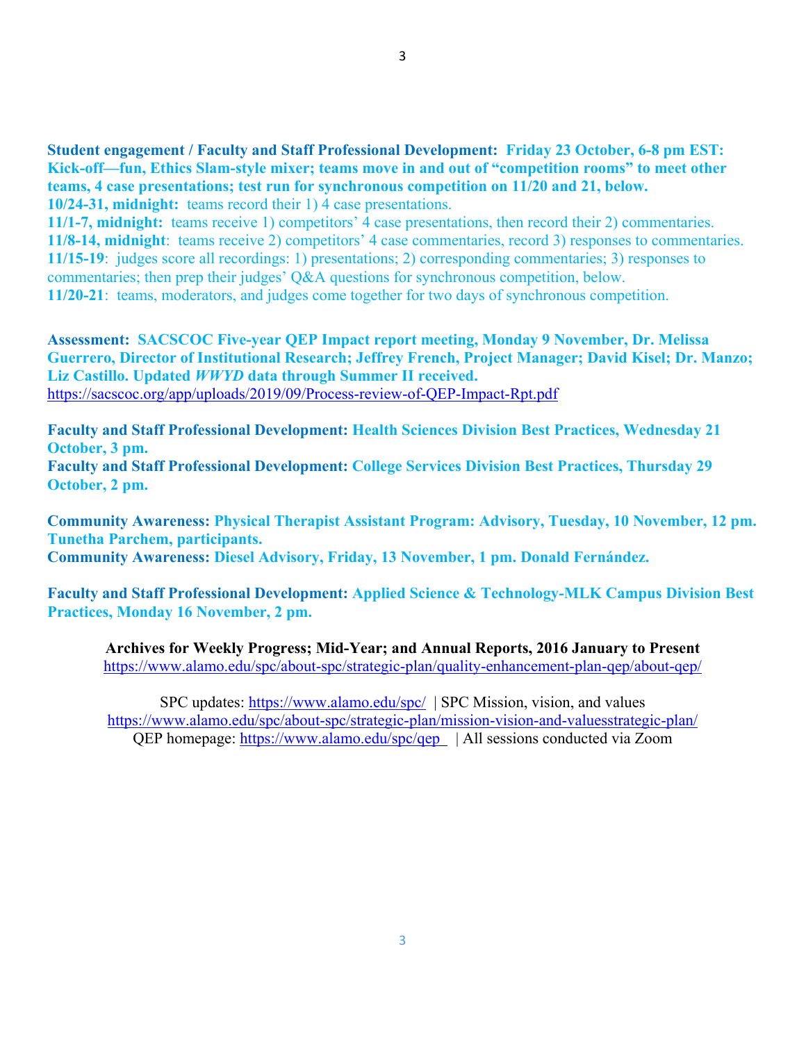**Student engagement / Faculty and Staff Professional Development: Friday 23 October, 6-8 pm EST: Kick-off—fun, Ethics Slam-style mixer; teams move in and out of "competition rooms" to meet other teams, 4 case presentations; test run for synchronous competition on 11/20 and 21, below.**
**10/24-31, midnight:** teams record their 1) 4 case presentations.
**11/1-7, midnight:** teams receive 1) competitors' 4 case presentations, then record their 2) commentaries.
**11/8-14, midnight**: teams receive 2) competitors' 4 case commentaries, record 3) responses to commentaries.
**11/15-19**: judges score all recordings: 1) presentations; 2) corresponding commentaries; 3) responses to commentaries; then prep their judges' Q&A questions for synchronous competition, below.
**11/20-21**: teams, moderators, and judges come together for two days of synchronous competition.

**Assessment: SACSCOC Five-year QEP Impact report meeting, Monday 9 November, Dr. Melissa Guerrero, Director of Institutional Research; Jeffrey French, Project Manager; David Kisel; Dr. Manzo; Liz Castillo. Updated *WWYD* data through Summer II received.**
https://sacscoc.org/app/uploads/2019/09/Process-review-of-QEP-Impact-Rpt.pdf

**Faculty and Staff Professional Development: Health Sciences Division Best Practices, Wednesday 21 October, 3 pm.**
**Faculty and Staff Professional Development: College Services Division Best Practices, Thursday 29 October, 2 pm.**

**Community Awareness: Physical Therapist Assistant Program: Advisory, Tuesday, 10 November, 12 pm. Tunetha Parchem, participants.**
**Community Awareness: Diesel Advisory, Friday, 13 November, 1 pm. Donald Fernández.**

**Faculty and Staff Professional Development: Applied Science & Technology-MLK Campus Division Best Practices, Monday 16 November, 2 pm.**

**Archives for Weekly Progress; Mid-Year; and Annual Reports, 2016 January to Present**
https://www.alamo.edu/spc/about-spc/strategic-plan/quality-enhancement-plan-qep/about-qep/

SPC updates: https://www.alamo.edu/spc/ | SPC Mission, vision, and values
https://www.alamo.edu/spc/about-spc/strategic-plan/mission-vision-and-valuesstrategic-plan/
QEP homepage: https://www.alamo.edu/spc/qep | All sessions conducted via Zoom